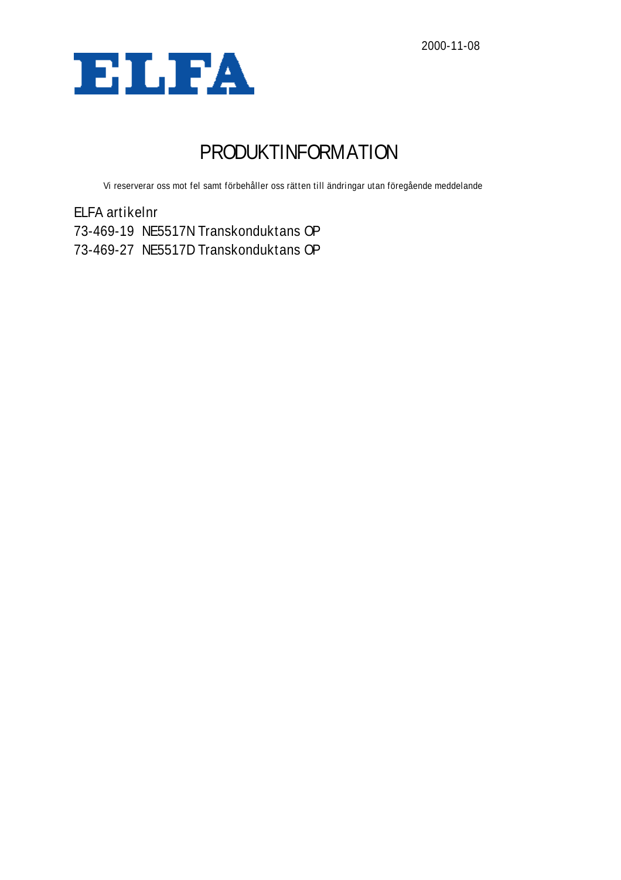2000-11-08

ELFA

# PRODUKTINFORMATION

Vi reserverar oss mot fel samt förbehåller oss rätten till ändringar utan föregående meddelande

ELFA artikelnr
73-469-19 NE5517N Transkonduktans OP
73-469-27 NE5517D Transkonduktans OP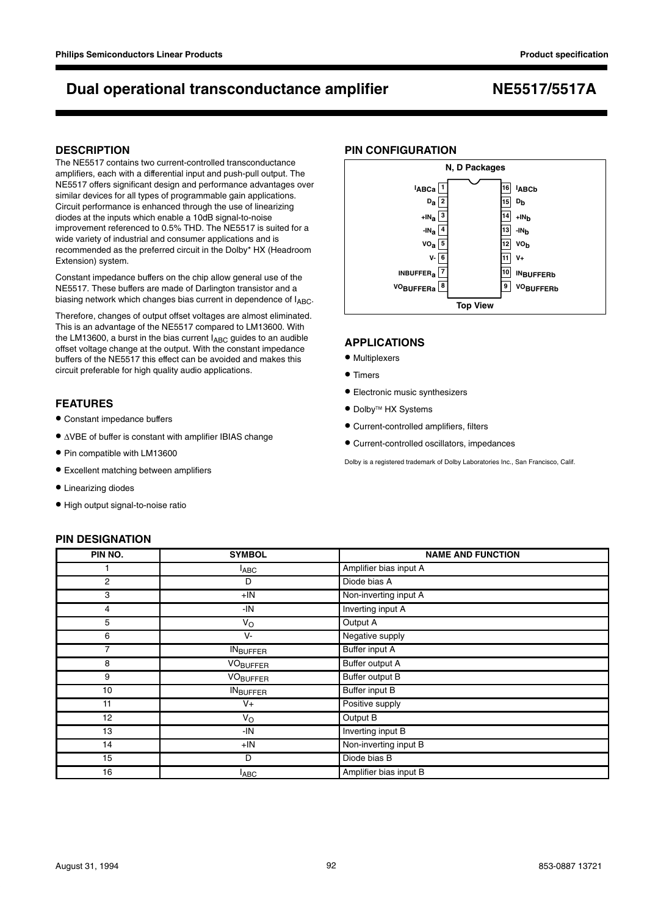# Dual operational transconductance amplifier — NE5517/5517A

## DESCRIPTION

The NE5517 contains two current-controlled transconductance amplifiers, each with a differential input and push-pull output. The NE5517 offers significant design and performance advantages over similar devices for all types of programmable gain applications. Circuit performance is enhanced through the use of linearizing diodes at the inputs which enable a 10dB signal-to-noise improvement referenced to 0.5% THD. The NE5517 is suited for a wide variety of industrial and consumer applications and is recommended as the preferred circuit in the Dolby* HX (Headroom Extension) system.

Constant impedance buffers on the chip allow general use of the NE5517. These buffers are made of Darlington transistor and a biasing network which changes bias current in dependence of $I_{ABC}$.

Therefore, changes of output offset voltages are almost eliminated. This is an advantage of the NE5517 compared to LM13600. With the LM13600, a burst in the bias current $I_{ABC}$ guides to an audible offset voltage change at the output. With the constant impedance buffers of the NE5517 this effect can be avoided and makes this circuit preferable for high quality audio applications.

## FEATURES

- Constant impedance buffers
- ΔVBE of buffer is constant with amplifier IBIAS change
- Pin compatible with LM13600
- Excellent matching between amplifiers
- Linearizing diodes
- High output signal-to-noise ratio

## PIN CONFIGURATION

N, D Packages

| Pin | Name | Pin | Name |
|---|---|---|---|
| 1 | $I_{ABCa}$ | 16 | $I_{ABCb}$ |
| 2 | $D_a$ | 15 | $D_b$ |
| 3 | $+IN_a$ | 14 | $+IN_b$ |
| 4 | $-IN_a$ | 13 | $-IN_b$ |
| 5 | $VO_a$ | 12 | $VO_b$ |
| 6 | V- | 11 | V+ |
| 7 | $INBUFFER_a$ | 10 | $IN_{BUFFERb}$ |
| 8 | $VO_{BUFFERa}$ | 9 | $VO_{BUFFERb}$ |

Top View

## APPLICATIONS

- Multiplexers
- Timers
- Electronic music synthesizers
- Dolby™ HX Systems
- Current-controlled amplifiers, filters
- Current-controlled oscillators, impedances

Dolby is a registered trademark of Dolby Laboratories Inc., San Francisco, Calif.

## PIN DESIGNATION

| PIN NO. | SYMBOL | NAME AND FUNCTION |
|---|---|---|
| 1 | $I_{ABC}$ | Amplifier bias input A |
| 2 | D | Diode bias A |
| 3 | +IN | Non-inverting input A |
| 4 | -IN | Inverting input A |
| 5 | $V_O$ | Output A |
| 6 | V- | Negative supply |
| 7 | $IN_{BUFFER}$ | Buffer input A |
| 8 | $VO_{BUFFER}$ | Buffer output A |
| 9 | $VO_{BUFFER}$ | Buffer output B |
| 10 | $IN_{BUFFER}$ | Buffer input B |
| 11 | V+ | Positive supply |
| 12 | $V_O$ | Output B |
| 13 | -IN | Inverting input B |
| 14 | +IN | Non-inverting input B |
| 15 | D | Diode bias B |
| 16 | $I_{ABC}$ | Amplifier bias input B |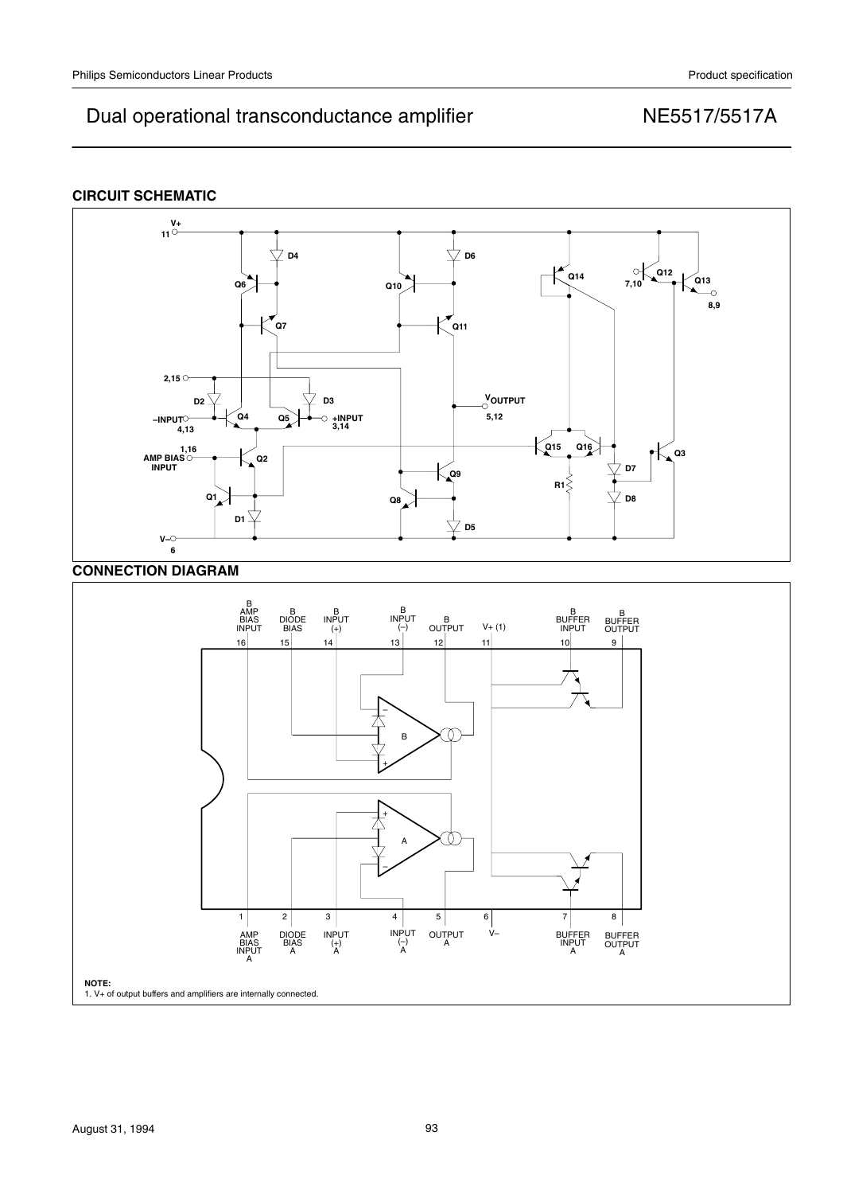## CIRCUIT SCHEMATIC

## CONNECTION DIAGRAM

**NOTE:**
1. V+ of output buffers and amplifiers are internally connected.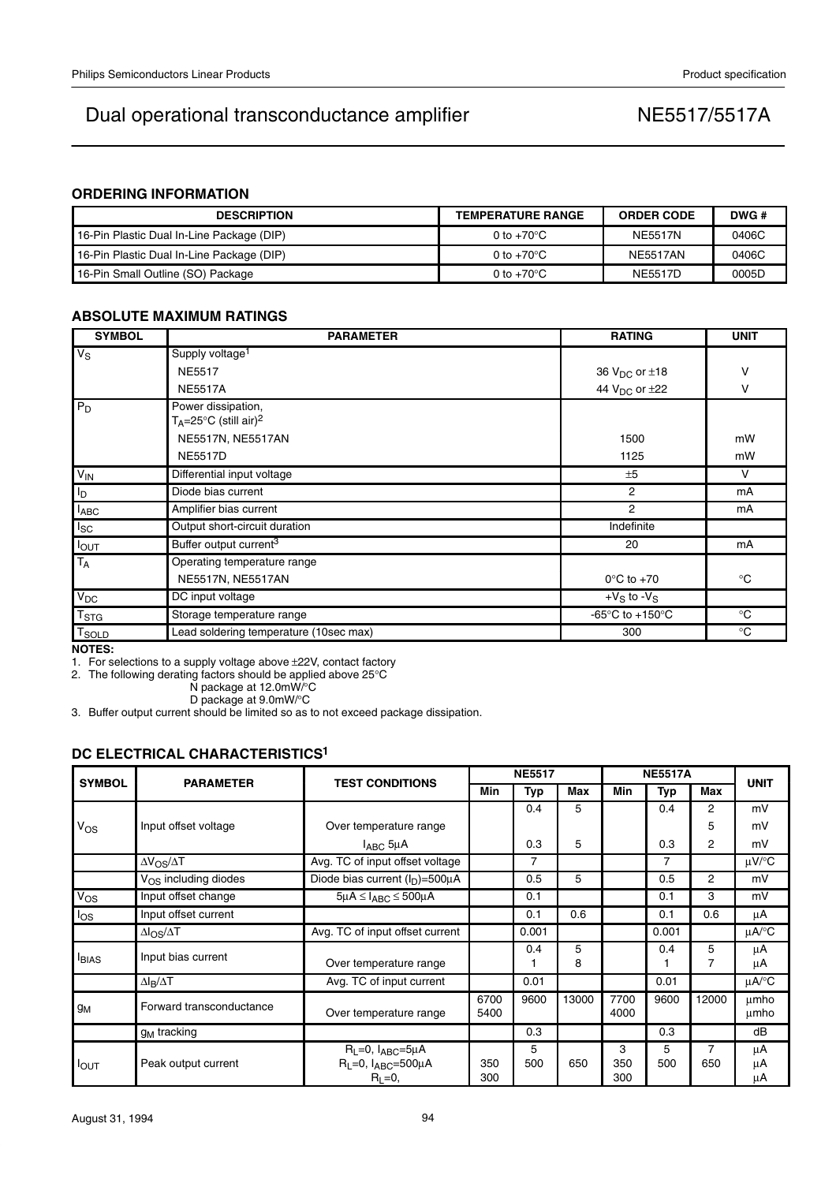# Dual operational transconductance amplifier — NE5517/5517A

## ORDERING INFORMATION

| DESCRIPTION | TEMPERATURE RANGE | ORDER CODE | DWG # |
|---|---|---|---|
| 16-Pin Plastic Dual In-Line Package (DIP) | 0 to +70°C | NE5517N | 0406C |
| 16-Pin Plastic Dual In-Line Package (DIP) | 0 to +70°C | NE5517AN | 0406C |
| 16-Pin Small Outline (SO) Package | 0 to +70°C | NE5517D | 0005D |

## ABSOLUTE MAXIMUM RATINGS

| SYMBOL | PARAMETER | RATING | UNIT |
|---|---|---|---|
| $V_S$ | Supply voltage[1] | | |
| | NE5517 | 36 $V_{DC}$ or ±18 | V |
| | NE5517A | 44 $V_{DC}$ or ±22 | V |
| $P_D$ | Power dissipation, $T_A$=25°C (still air)[2] | | |
| | NE5517N, NE5517AN | 1500 | mW |
| | NE5517D | 1125 | mW |
| $V_{IN}$ | Differential input voltage | ±5 | V |
| $I_D$ | Diode bias current | 2 | mA |
| $I_{ABC}$ | Amplifier bias current | 2 | mA |
| $I_{SC}$ | Output short-circuit duration | Indefinite | |
| $I_{OUT}$ | Buffer output current[3] | 20 | mA |
| $T_A$ | Operating temperature range | | |
| | NE5517N, NE5517AN | 0°C to +70 | °C |
| $V_{DC}$ | DC input voltage | $+V_S$ to $-V_S$ | |
| $T_{STG}$ | Storage temperature range | -65°C to +150°C | °C |
| $T_{SOLD}$ | Lead soldering temperature (10sec max) | 300 | °C |

**NOTES:**

1. For selections to a supply voltage above ±22V, contact factory
2. The following derating factors should be applied above 25°C
   N package at 12.0mW/°C
   D package at 9.0mW/°C
3. Buffer output current should be limited so as to not exceed package dissipation.

## DC ELECTRICAL CHARACTERISTICS[1]

| SYMBOL | PARAMETER | TEST CONDITIONS | NE5517 | | | NE5517A | | | UNIT |
|---|---|---|---|---|---|---|---|---|---|
| | | | Min | Typ | Max | Min | Typ | Max | |
| $V_{OS}$ | Input offset voltage | | | 0.4 | 5 | | 0.4 | 2 | mV |
| | | Over temperature range | | | | | | 5 | mV |
| | | $I_{ABC}$ 5μA | | 0.3 | 5 | | 0.3 | 2 | mV |
| | $\Delta V_{OS}/\Delta T$ | Avg. TC of input offset voltage | | 7 | | | 7 | | μV/°C |
| | $V_{OS}$ including diodes | Diode bias current ($I_D$)=500μA | | 0.5 | 5 | | 0.5 | 2 | mV |
| $V_{OS}$ | Input offset change | 5μA ≤ $I_{ABC}$ ≤ 500μA | | 0.1 | | | 0.1 | 3 | mV |
| $I_{OS}$ | Input offset current | | | 0.1 | 0.6 | | 0.1 | 0.6 | μA |
| | $\Delta I_{OS}/\Delta T$ | Avg. TC of input offset current | | 0.001 | | | 0.001 | | μA/°C |
| $I_{BIAS}$ | Input bias current | | | 0.4 | 5 | | 0.4 | 5 | μA |
| | | Over temperature range | | 1 | 8 | | 1 | 7 | μA |
| | $\Delta I_B/\Delta T$ | Avg. TC of input current | | 0.01 | | | 0.01 | | μA/°C |
| $g_M$ | Forward transconductance | | 6700 | 9600 | 13000 | 7700 | 9600 | 12000 | μmho |
| | | Over temperature range | 5400 | | | 4000 | | | μmho |
| | $g_M$ tracking | | | 0.3 | | | 0.3 | | dB |
| $I_{OUT}$ | Peak output current | $R_L$=0, $I_{ABC}$=5μA | | 5 | | 3 | 5 | 7 | μA |
| | | $R_L$=0, $I_{ABC}$=500μA | 350 | 500 | 650 | 350 | 500 | 650 | μA |
| | | $R_L$=0, | 300 | | | 300 | | | μA |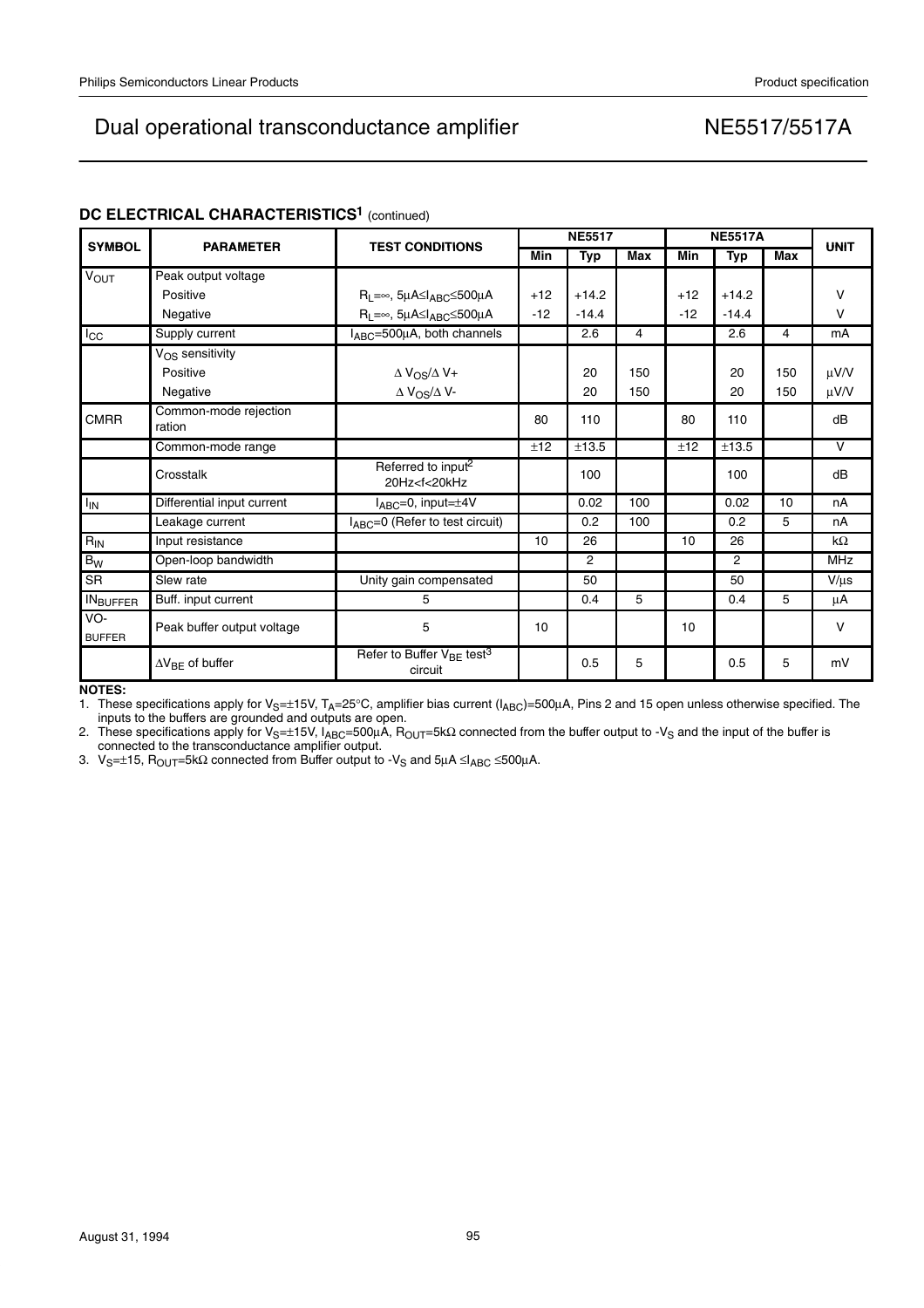### DC ELECTRICAL CHARACTERISTICS[1] (continued)

| SYMBOL | PARAMETER | TEST CONDITIONS | NE5517 | | | NE5517A | | | UNIT |
|---|---|---|---|---|---|---|---|---|---|
| | | | Min | Typ | Max | Min | Typ | Max | |
| $V_{OUT}$ | Peak output voltage | | | | | | | | |
| | Positive | $R_L=\infty$, $5\mu A \leq I_{ABC} \leq 500\mu A$ | +12 | +14.2 | | +12 | +14.2 | | V |
| | Negative | $R_L=\infty$, $5\mu A \leq I_{ABC} \leq 500\mu A$ | -12 | -14.4 | | -12 | -14.4 | | V |
| $I_{CC}$ | Supply current | $I_{ABC}=500\mu A$, both channels | | 2.6 | 4 | | 2.6 | 4 | mA |
| | $V_{OS}$ sensitivity | | | | | | | | |
| | Positive | $\Delta V_{OS}/\Delta V+$ | | 20 | 150 | | 20 | 150 | μV/V |
| | Negative | $\Delta V_{OS}/\Delta V-$ | | 20 | 150 | | 20 | 150 | μV/V |
| CMRR | Common-mode rejection ration | | 80 | 110 | | 80 | 110 | | dB |
| | Common-mode range | | ±12 | ±13.5 | | ±12 | ±13.5 | | V |
| | Crosstalk | Referred to input[2] 20Hz<f<20kHz | | 100 | | | 100 | | dB |
| $I_{IN}$ | Differential input current | $I_{ABC}=0$, input=±4V | | 0.02 | 100 | | 0.02 | 10 | nA |
| | Leakage current | $I_{ABC}=0$ (Refer to test circuit) | | 0.2 | 100 | | 0.2 | 5 | nA |
| $R_{IN}$ | Input resistance | | 10 | 26 | | 10 | 26 | | kΩ |
| $B_W$ | Open-loop bandwidth | | | 2 | | | 2 | | MHz |
| SR | Slew rate | Unity gain compensated | | 50 | | | 50 | | V/μs |
| $IN_{BUFFER}$ | Buff. input current | 5 | | 0.4 | 5 | | 0.4 | 5 | μA |
| VO-BUFFER | Peak buffer output voltage | 5 | 10 | | | 10 | | | V |
| | $\Delta V_{BE}$ of buffer | Refer to Buffer $V_{BE}$ test[3] circuit | | 0.5 | 5 | | 0.5 | 5 | mV |

**NOTES:**

1. These specifications apply for $V_S=\pm15V$, $T_A=25°C$, amplifier bias current ($I_{ABC}$)=500μA, Pins 2 and 15 open unless otherwise specified. The inputs to the buffers are grounded and outputs are open.
2. These specifications apply for $V_S=\pm15V$, $I_{ABC}=500\mu A$, $R_{OUT}=5k\Omega$ connected from the buffer output to $-V_S$ and the input of the buffer is connected to the transconductance amplifier output.
3. $V_S=\pm15$, $R_{OUT}=5k\Omega$ connected from Buffer output to $-V_S$ and $5\mu A \leq I_{ABC} \leq 500\mu A$.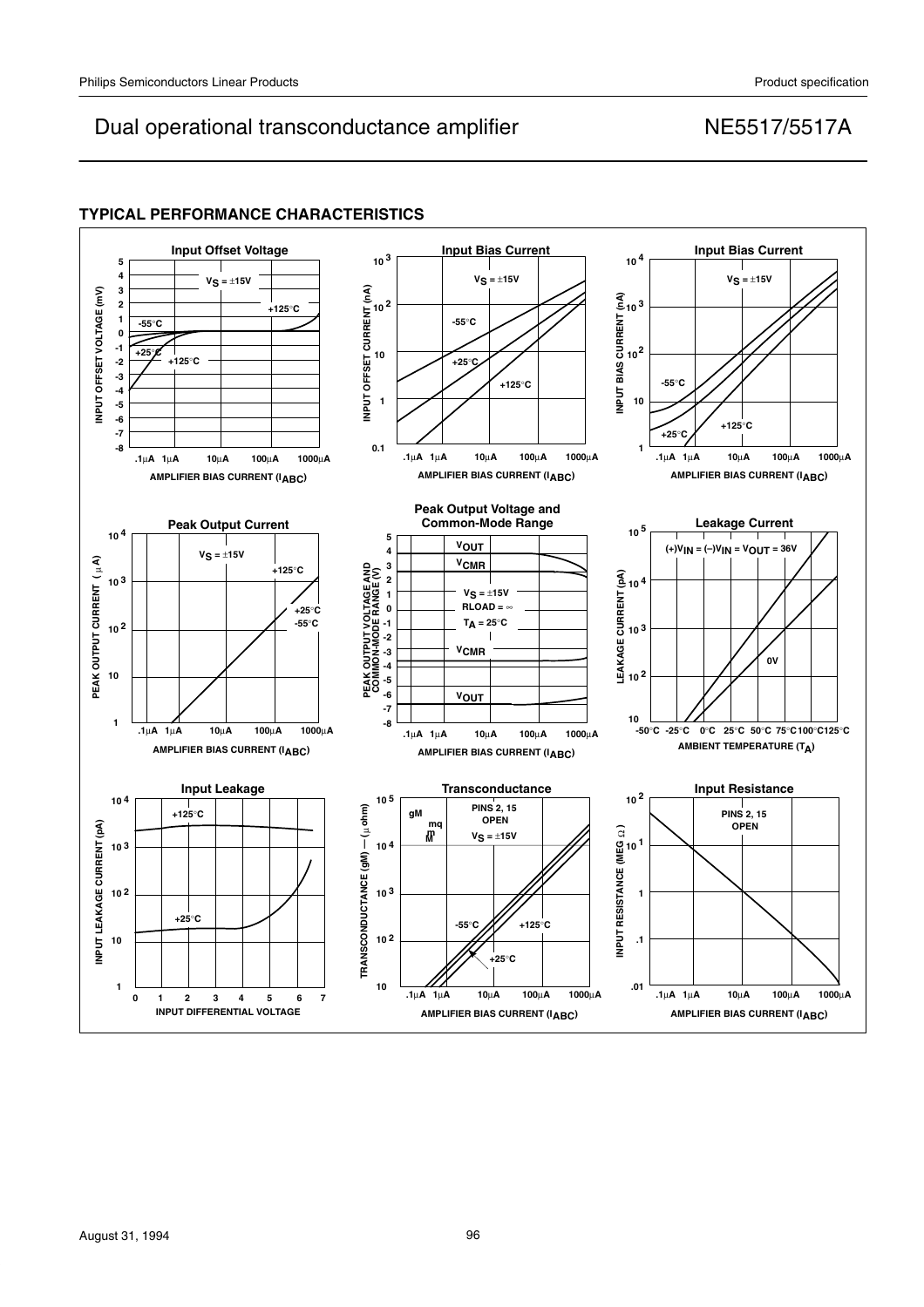## TYPICAL PERFORMANCE CHARACTERISTICS

**Input Offset Voltage**

$V_S = \pm15V$

INPUT OFFSET VOLTAGE (mV) vs. AMPLIFIER BIAS CURRENT ($I_{ABC}$)

Curves: +125°C, -55°C, +25°C, +125°C

**Input Bias Current**

$V_S = \pm15V$

INPUT OFFSET CURRENT (nA) vs. AMPLIFIER BIAS CURRENT ($I_{ABC}$)

Curves: -55°C, +25°C, +125°C

**Input Bias Current**

$V_S = \pm15V$

INPUT BIAS CURRENT (nA) vs. AMPLIFIER BIAS CURRENT ($I_{ABC}$)

Curves: -55°C, +25°C, +125°C

**Peak Output Current**

$V_S = \pm15V$

PEAK OUTPUT CURRENT (μA) vs. AMPLIFIER BIAS CURRENT ($I_{ABC}$)

Curves: +125°C, +25°C, -55°C

**Peak Output Voltage and Common-Mode Range**

$V_S = \pm15V$, RLOAD = ∞, $T_A = 25°C$

PEAK OUTPUT VOLTAGE AND COMMON-MODE RANGE (V) vs. AMPLIFIER BIAS CURRENT ($I_{ABC}$)

Curves: $V_{OUT}$, $V_{CMR}$, $V_{CMR}$, $V_{OUT}$

**Leakage Current**

$(+)V_{IN} = (-)V_{IN} = V_{OUT} = 36V$

LEAKAGE CURRENT (pA) vs. AMBIENT TEMPERATURE ($T_A$)

Curves: 0V

**Input Leakage**

INPUT LEAKAGE CURRENT (pA) vs. INPUT DIFFERENTIAL VOLTAGE

Curves: +125°C, +25°C

**Transconductance**

PINS 2, 15 OPEN

$V_S = \pm15V$

TRANSCONDUCTANCE (gM) — (μ ohm) vs. AMPLIFIER BIAS CURRENT ($I_{ABC}$)

Curves: -55°C, +125°C, +25°C

**Input Resistance**

PINS 2, 15 OPEN

INPUT RESISTANCE (MEG Ω) vs. AMPLIFIER BIAS CURRENT ($I_{ABC}$)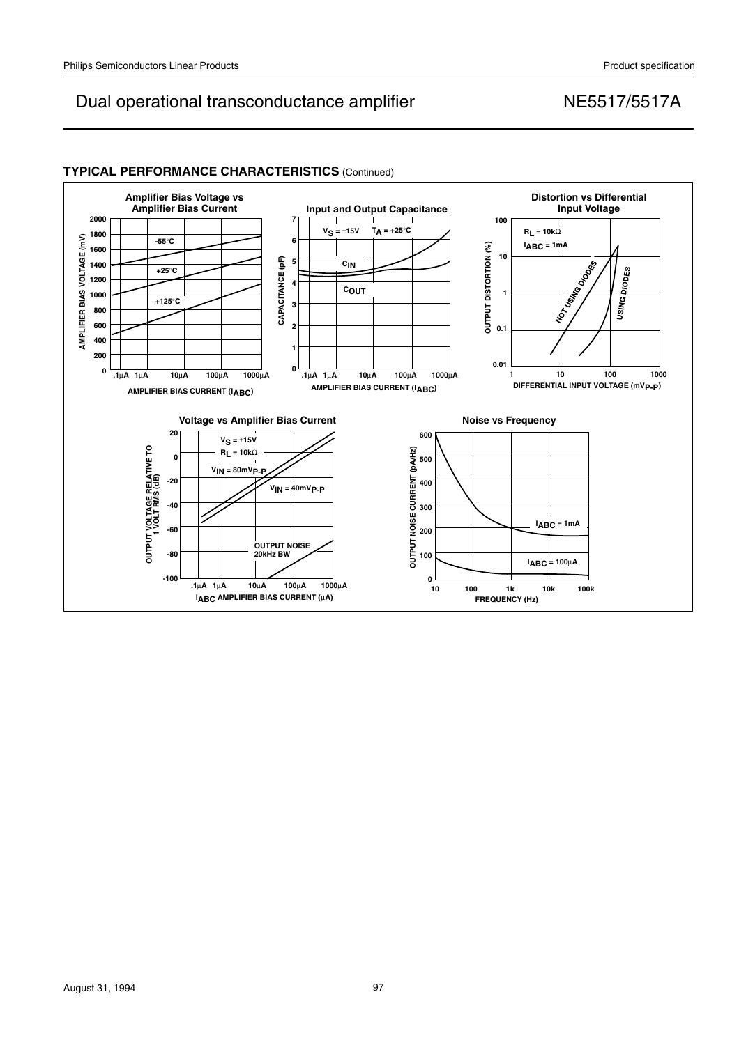## TYPICAL PERFORMANCE CHARACTERISTICS (Continued)

**Amplifier Bias Voltage vs Amplifier Bias Current**

AMPLIFIER BIAS VOLTAGE (mV): 0, 200, 400, 600, 800, 1000, 1200, 1400, 1600, 1800, 2000

-55°C

+25°C

+125°C

AMPLIFIER BIAS CURRENT ($I_{ABC}$): .1μA, 1μA, 10μA, 100μA, 1000μA

**Input and Output Capacitance**

$V_S$ = ±15V  $T_A$ = +25°C

CAPACITANCE (pF): 0, 1, 2, 3, 4, 5, 6, 7

$C_{IN}$

$C_{OUT}$

AMPLIFIER BIAS CURRENT ($I_{ABC}$): .1μA, 1μA, 10μA, 100μA, 1000μA

**Distortion vs Differential Input Voltage**

$R_L$ = 10kΩ

$I_{ABC}$ = 1mA

OUTPUT DISTORTION (%): 0.01, 0.1, 1, 10, 100

NOT USING DIODES

USING DIODES

DIFFERENTIAL INPUT VOLTAGE ($mV_{P-P}$): 1, 10, 100, 1000

**Voltage vs Amplifier Bias Current**

$V_S$ = ±15V

$R_L$ = 10kΩ

$V_{IN}$ = 80$mV_{P-P}$

$V_{IN}$ = 40$mV_{P-P}$

OUTPUT NOISE 20kHz BW

OUTPUT VOLTAGE RELATIVE TO 1 VOLT RMS (dB): -100, -80, -60, -40, -20, 0, 20

$I_{ABC}$ AMPLIFIER BIAS CURRENT (μA): .1μA, 1μA, 10μA, 100μA, 1000μA

**Noise vs Frequency**

OUTPUT NOISE CURRENT (pA/Hz): 0, 100, 200, 300, 400, 500, 600

$I_{ABC}$ = 1mA

$I_{ABC}$ = 100μA

FREQUENCY (Hz): 10, 100, 1k, 10k, 100k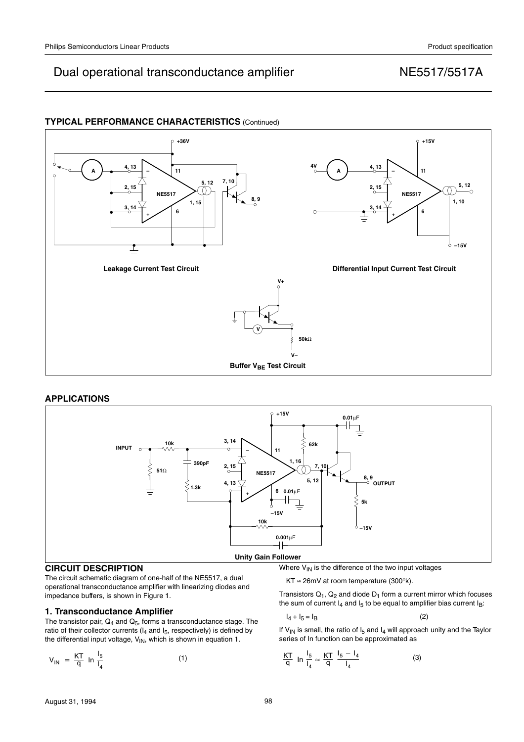## TYPICAL PERFORMANCE CHARACTERISTICS (Continued)

Leakage Current Test Circuit

Differential Input Current Test Circuit

Buffer $V_{BE}$ Test Circuit

## APPLICATIONS

Unity Gain Follower

## CIRCUIT DESCRIPTION

The circuit schematic diagram of one-half of the NE5517, a dual operational transconductance amplifier with linearizing diodes and impedance buffers, is shown in Figure 1.

### 1. Transconductance Amplifier

The transistor pair, $Q_4$ and $Q_5$, forms a transconductance stage. The ratio of their collector currents ($I_4$ and $I_5$, respectively) is defined by the differential input voltage, $V_{IN}$, which is shown in equation 1.

$$V_{IN} = \frac{KT}{q} \ln \frac{I_5}{I_4} \qquad (1)$$

Where $V_{IN}$ is the difference of the two input voltages

$KT \cong 26mV$ at room temperature (300°k).

Transistors $Q_1$, $Q_2$ and diode $D_1$ form a current mirror which focuses the sum of current $I_4$ and $I_5$ to be equal to amplifier bias current $I_B$:

$$I_4 + I_5 = I_B \qquad (2)$$

If $V_{IN}$ is small, the ratio of $I_5$ and $I_4$ will approach unity and the Taylor series of In function can be approximated as

$$\frac{KT}{q} \ln \frac{I_5}{I_4} \approx \frac{KT}{q} \frac{I_5 - I_4}{I_4} \qquad (3)$$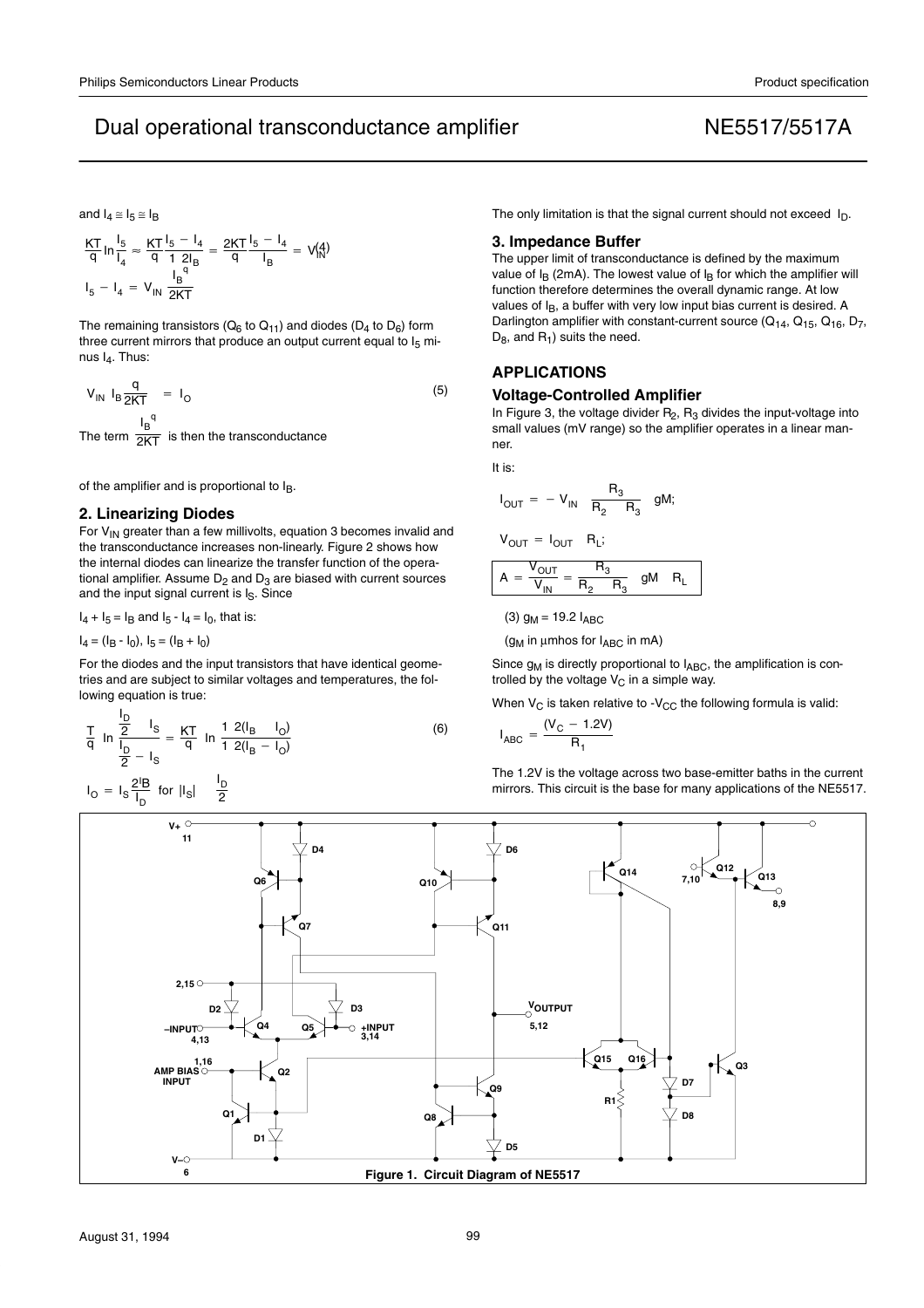and $I_4 \cong I_5 \cong I_B$

$$\frac{KT}{q} \ln \frac{I_5}{I_4} \approx \frac{KT}{q} \frac{I_5 - I_4}{1 \quad 2I_B} = \frac{2KT}{q} \frac{I_5 - I_4}{I_B} = V_{IN} \quad (4)$$

$$I_5 - I_4 = V_{IN} \frac{I_B{}^q}{2KT}$$

The remaining transistors ($Q_6$ to $Q_{11}$) and diodes ($D_4$ to $D_6$) form three current mirrors that produce an output current equal to $I_5$ minus $I_4$. Thus:

$$V_{IN} \; I_B \frac{q}{2KT} = I_O \quad (5)$$

The term $\frac{I_B{}^q}{2KT}$ is then the transconductance of the amplifier and is proportional to $I_B$.

### 2. Linearizing Diodes

For $V_{IN}$ greater than a few millivolts, equation 3 becomes invalid and the transconductance increases non-linearly. Figure 2 shows how the internal diodes can linearize the transfer function of the operational amplifier. Assume $D_2$ and $D_3$ are biased with current sources and the input signal current is $I_S$. Since

$I_4 + I_5 = I_B$ and $I_5 - I_4 = I_0$, that is:

$I_4 = (I_B - I_0)$, $I_5 = (I_B + I_0)$

For the diodes and the input transistors that have identical geometries and are subject to similar voltages and temperatures, the following equation is true:

$$\frac{T}{q} \ln \frac{\frac{I_D}{2} \quad I_S}{\frac{I_D}{2} - I_S} = \frac{KT}{q} \ln \frac{1 \;\; 2(I_B \quad I_O)}{1 \;\; 2(I_B - I_O)} \quad (6)$$

$$I_O = I_S \frac{2^I B}{I_D} \text{ for } |I_S| \quad \frac{I_D}{2}$$

The only limitation is that the signal current should not exceed $I_D$.

### 3. Impedance Buffer

The upper limit of transconductance is defined by the maximum value of $I_B$ (2mA). The lowest value of $I_B$ for which the amplifier will function therefore determines the overall dynamic range. At low values of $I_B$, a buffer with very low input bias current is desired. A Darlington amplifier with constant-current source ($Q_{14}$, $Q_{15}$, $Q_{16}$, $D_7$, $D_8$, and $R_1$) suits the need.

## APPLICATIONS

### Voltage-Controlled Amplifier

In Figure 3, the voltage divider $R_2$, $R_3$ divides the input-voltage into small values (mV range) so the amplifier operates in a linear manner.

It is:

$$I_{OUT} = -V_{IN} \quad \frac{R_3}{R_2 \quad R_3} \quad gM;$$

$$V_{OUT} = I_{OUT} \quad R_L;$$

$$A = \frac{V_{OUT}}{V_{IN}} = \frac{R_3}{R_2 \quad R_3} \quad gM \quad R_L$$

(3) $g_M = 19.2\, I_{ABC}$

($g_M$ in μmhos for $I_{ABC}$ in mA)

Since $g_M$ is directly proportional to $I_{ABC}$, the amplification is controlled by the voltage $V_C$ in a simple way.

When $V_C$ is taken relative to $-V_{CC}$ the following formula is valid:

$$I_{ABC} = \frac{(V_C - 1.2V)}{R_1}$$

The 1.2V is the voltage across two base-emitter baths in the current mirrors. This circuit is the base for many applications of the NE5517.

**Figure 1. Circuit Diagram of NE5517**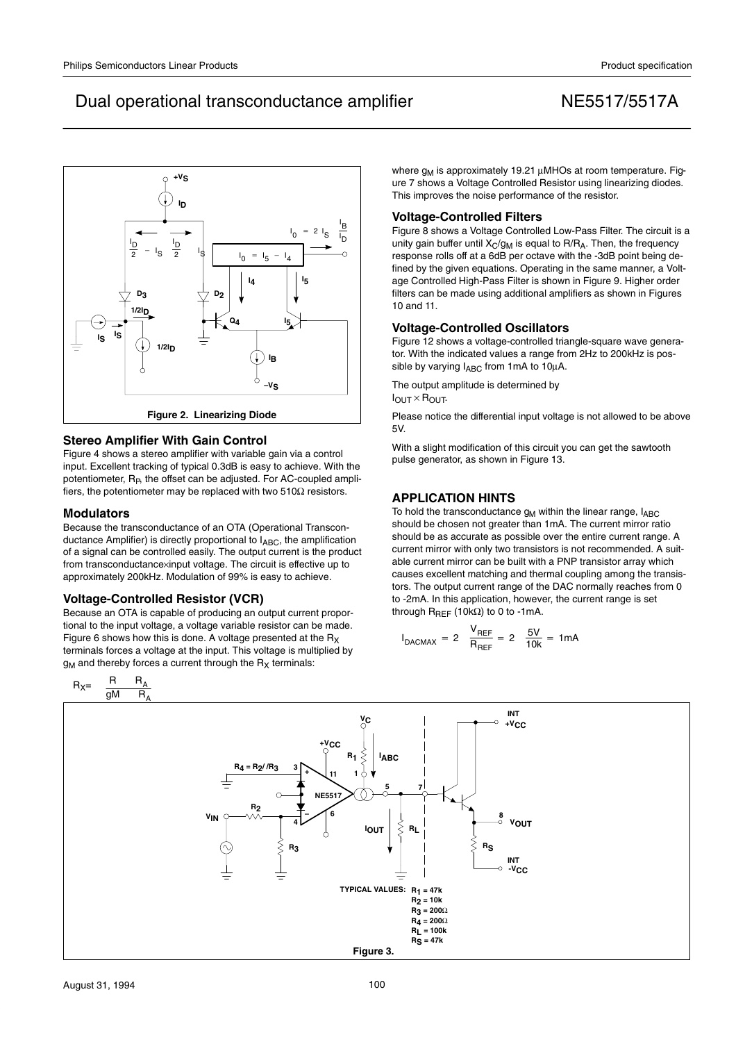**Figure 2. Linearizing Diode**

### Stereo Amplifier With Gain Control

Figure 4 shows a stereo amplifier with variable gain via a control input. Excellent tracking of typical 0.3dB is easy to achieve. With the potentiometer, $R_P$, the offset can be adjusted. For AC-coupled amplifiers, the potentiometer may be replaced with two 510Ω resistors.

### Modulators

Because the transconductance of an OTA (Operational Transconductance Amplifier) is directly proportional to $I_{ABC}$, the amplification of a signal can be controlled easily. The output current is the product from transconductance×input voltage. The circuit is effective up to approximately 200kHz. Modulation of 99% is easy to achieve.

### Voltage-Controlled Resistor (VCR)

Because an OTA is capable of producing an output current proportional to the input voltage, a voltage variable resistor can be made. Figure 6 shows how this is done. A voltage presented at the $R_X$ terminals forces a voltage at the input. This voltage is multiplied by $g_M$ and thereby forces a current through the $R_X$ terminals:

$$R_X = \frac{R}{gM} \frac{R_A}{R_A}$$

where $g_M$ is approximately 19.21 μMHOs at room temperature. Figure 7 shows a Voltage Controlled Resistor using linearizing diodes. This improves the noise performance of the resistor.

### Voltage-Controlled Filters

Figure 8 shows a Voltage Controlled Low-Pass Filter. The circuit is a unity gain buffer until $X_C/g_M$ is equal to $R/R_A$. Then, the frequency response rolls off at a 6dB per octave with the -3dB point being defined by the given equations. Operating in the same manner, a Voltage Controlled High-Pass Filter is shown in Figure 9. Higher order filters can be made using additional amplifiers as shown in Figures 10 and 11.

### Voltage-Controlled Oscillators

Figure 12 shows a voltage-controlled triangle-square wave generator. With the indicated values a range from 2Hz to 200kHz is possible by varying $I_{ABC}$ from 1mA to 10μA.

The output amplitude is determined by $I_{OUT} \times R_{OUT}$.

Please notice the differential input voltage is not allowed to be above 5V.

With a slight modification of this circuit you can get the sawtooth pulse generator, as shown in Figure 13.

## APPLICATION HINTS

To hold the transconductance $g_M$ within the linear range, $I_{ABC}$ should be chosen not greater than 1mA. The current mirror ratio should be as accurate as possible over the entire current range. A current mirror with only two transistors is not recommended. A suitable current mirror can be built with a PNP transistor array which causes excellent matching and thermal coupling among the transistors. The output current range of the DAC normally reaches from 0 to -2mA. In this application, however, the current range is set through $R_{REF}$ (10kΩ) to 0 to -1mA.

$$I_{DACMAX} = 2 \frac{V_{REF}}{R_{REF}} = 2 \frac{5V}{10k} = 1mA$$

TYPICAL VALUES: $R_1$ = 47k, $R_2$ = 10k, $R_3$ = 200Ω, $R_4$ = 200Ω, $R_L$ = 100k, $R_S$ = 47k

**Figure 3.**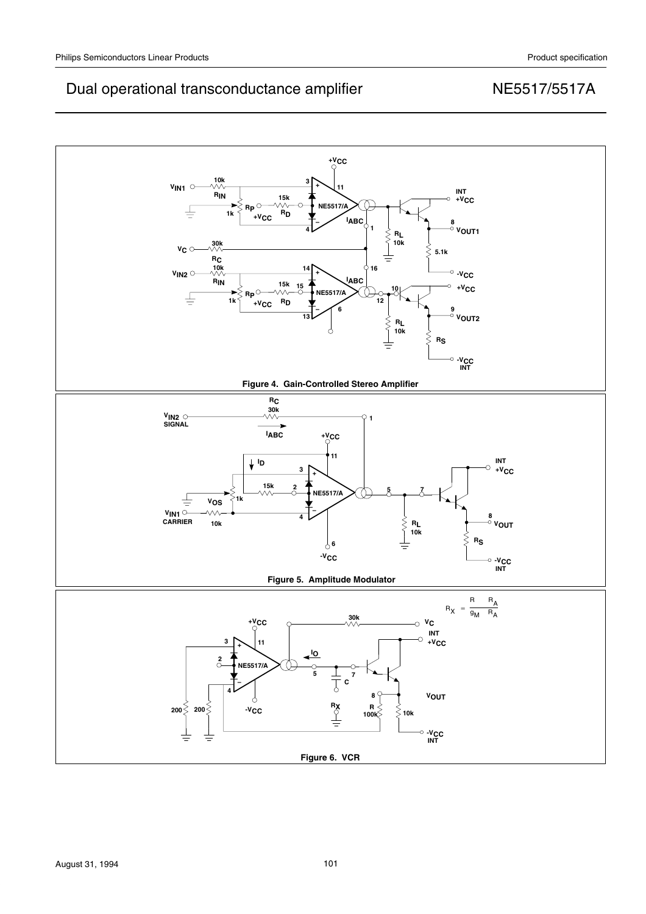Figure 4. Gain-Controlled Stereo Amplifier

Figure 5. Amplitude Modulator

$$R_X = \frac{R}{g_M} \frac{R_A}{R_A}$$

Figure 6. VCR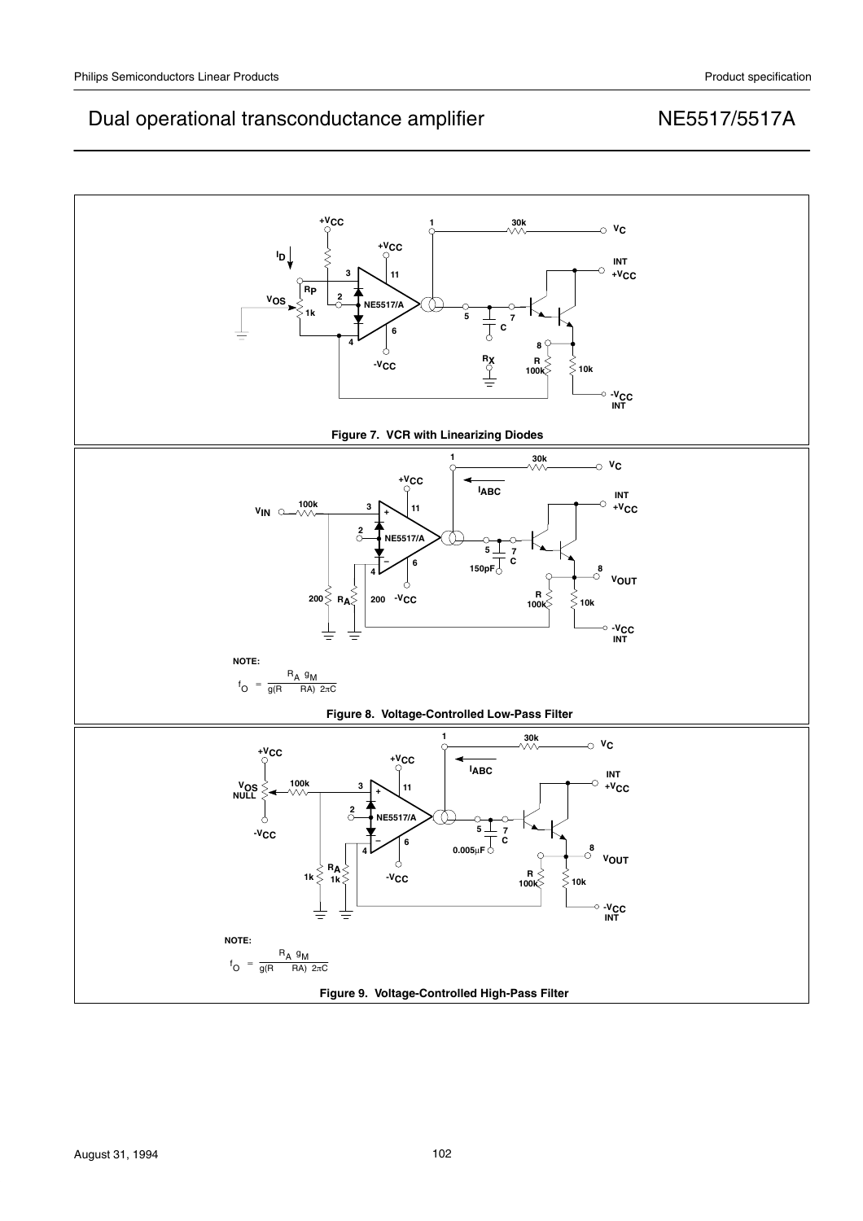Figure 7. VCR with Linearizing Diodes

NOTE:

$$f_O = \frac{R_A \; g_M}{g(R \quad RA) \; 2\pi C}$$

Figure 8. Voltage-Controlled Low-Pass Filter

NOTE:

$$f_O = \frac{R_A \; g_M}{g(R \quad RA) \; 2\pi C}$$

Figure 9. Voltage-Controlled High-Pass Filter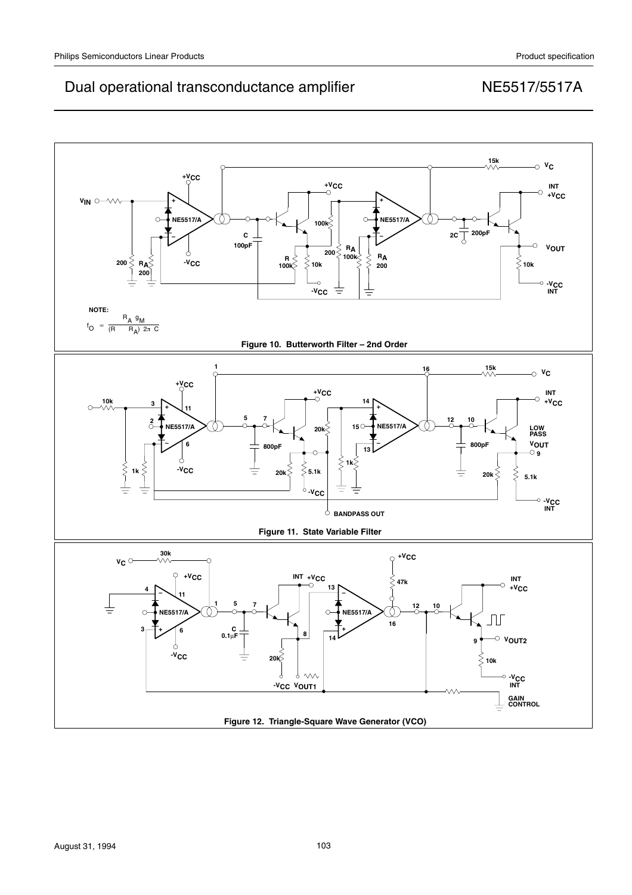NOTE:

$$f_O = \frac{R_A \; g_M}{(R \quad R_A) \; 2\pi \; C}$$

**Figure 10. Butterworth Filter – 2nd Order**

**Figure 11. State Variable Filter**

**Figure 12. Triangle-Square Wave Generator (VCO)**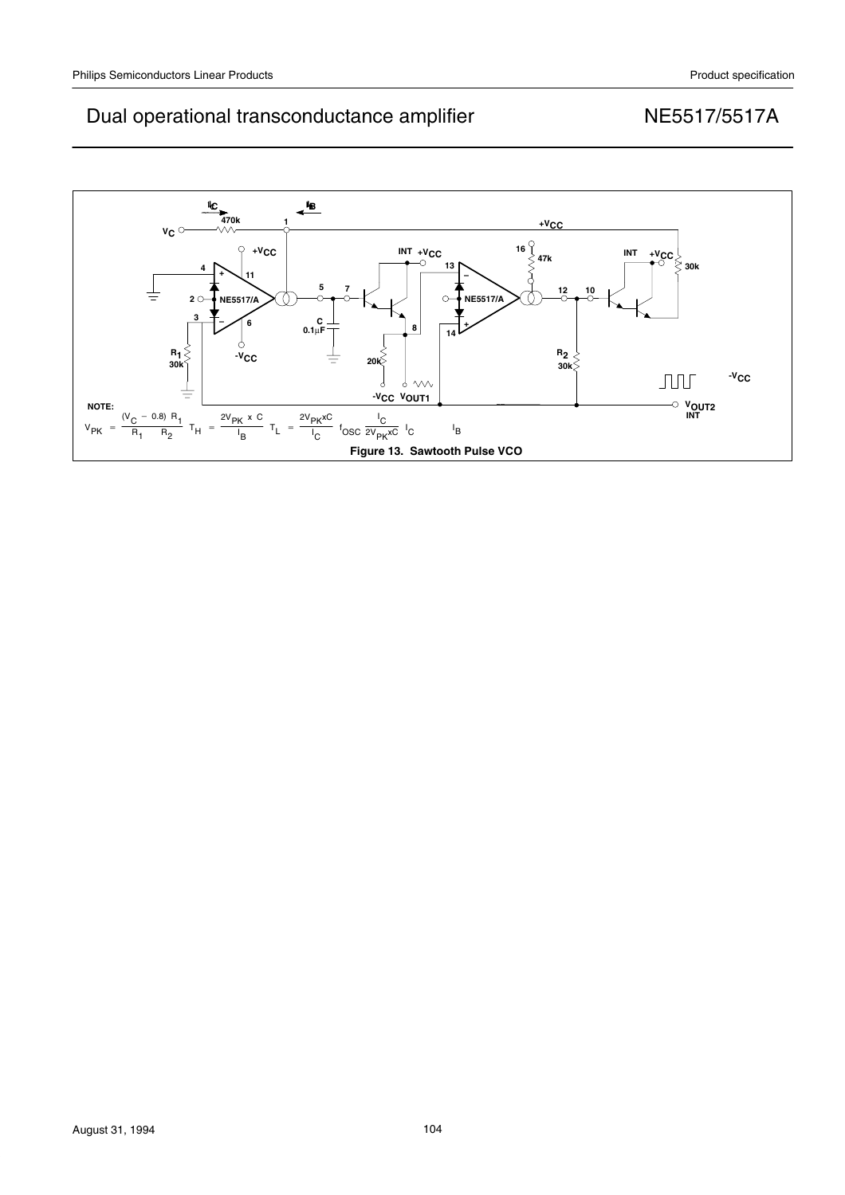NOTE:

$$V_{PK} = \frac{(V_C - 0.8)\ R_1}{R_1 \quad R_2} \quad T_H = \frac{2V_{PK} \times C}{I_B} \quad T_L = \frac{2V_{PK}xC}{I_C} \quad f_{OSC} \frac{I_C}{2V_{PK}xC} \quad I_C \qquad I_B$$

Figure 13. Sawtooth Pulse VCO